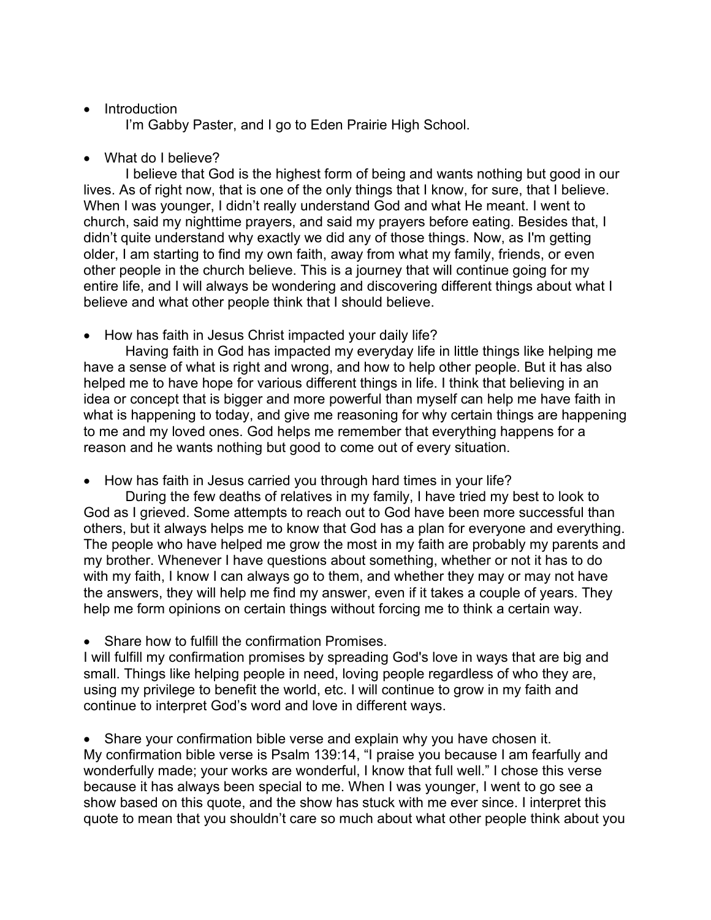- Introduction

    I'm Gabby Paster, and I go to Eden Prairie High School.

- What do I believe?

    I believe that God is the highest form of being and wants nothing but good in our lives. As of right now, that is one of the only things that I know, for sure, that I believe. When I was younger, I didn't really understand God and what He meant. I went to church, said my nighttime prayers, and said my prayers before eating. Besides that, I didn't quite understand why exactly we did any of those things. Now, as I'm getting older, I am starting to find my own faith, away from what my family, friends, or even other people in the church believe. This is a journey that will continue going for my entire life, and I will always be wondering and discovering different things about what I believe and what other people think that I should believe.

- How has faith in Jesus Christ impacted your daily life?

    Having faith in God has impacted my everyday life in little things like helping me have a sense of what is right and wrong, and how to help other people. But it has also helped me to have hope for various different things in life. I think that believing in an idea or concept that is bigger and more powerful than myself can help me have faith in what is happening to today, and give me reasoning for why certain things are happening to me and my loved ones. God helps me remember that everything happens for a reason and he wants nothing but good to come out of every situation.

- How has faith in Jesus carried you through hard times in your life?

    During the few deaths of relatives in my family, I have tried my best to look to God as I grieved. Some attempts to reach out to God have been more successful than others, but it always helps me to know that God has a plan for everyone and everything. The people who have helped me grow the most in my faith are probably my parents and my brother. Whenever I have questions about something, whether or not it has to do with my faith, I know I can always go to them, and whether they may or may not have the answers, they will help me find my answer, even if it takes a couple of years. They help me form opinions on certain things without forcing me to think a certain way.

- Share how to fulfill the confirmation Promises.

I will fulfill my confirmation promises by spreading God's love in ways that are big and small. Things like helping people in need, loving people regardless of who they are, using my privilege to benefit the world, etc. I will continue to grow in my faith and continue to interpret God's word and love in different ways.

- Share your confirmation bible verse and explain why you have chosen it.

My confirmation bible verse is Psalm 139:14, "I praise you because I am fearfully and wonderfully made; your works are wonderful, I know that full well." I chose this verse because it has always been special to me. When I was younger, I went to go see a show based on this quote, and the show has stuck with me ever since. I interpret this quote to mean that you shouldn't care so much about what other people think about you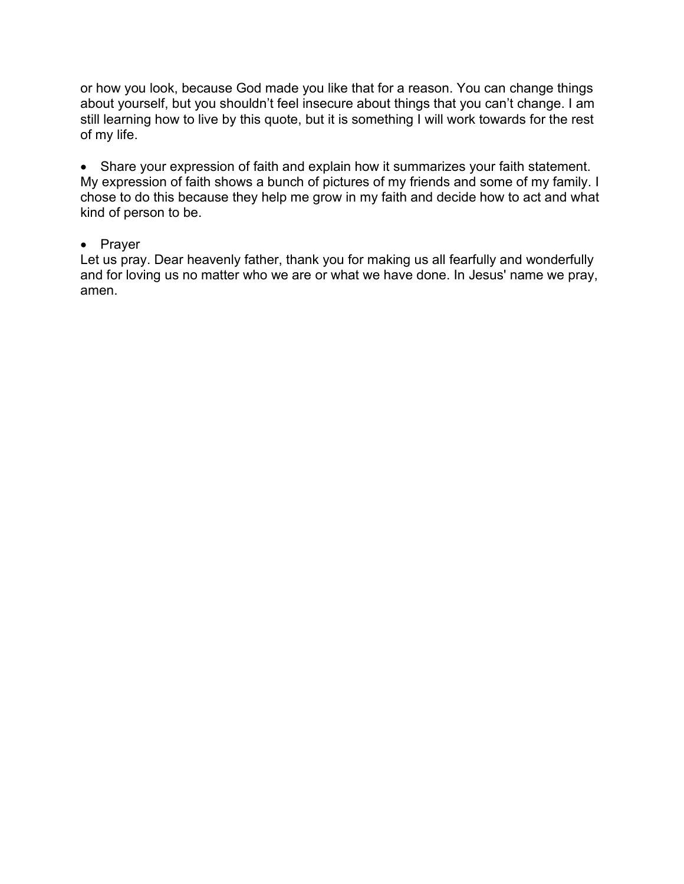or how you look, because God made you like that for a reason. You can change things about yourself, but you shouldn't feel insecure about things that you can't change. I am still learning how to live by this quote, but it is something I will work towards for the rest of my life.

- Share your expression of faith and explain how it summarizes your faith statement.

My expression of faith shows a bunch of pictures of my friends and some of my family. I chose to do this because they help me grow in my faith and decide how to act and what kind of person to be.

- Prayer

Let us pray. Dear heavenly father, thank you for making us all fearfully and wonderfully and for loving us no matter who we are or what we have done. In Jesus' name we pray, amen.